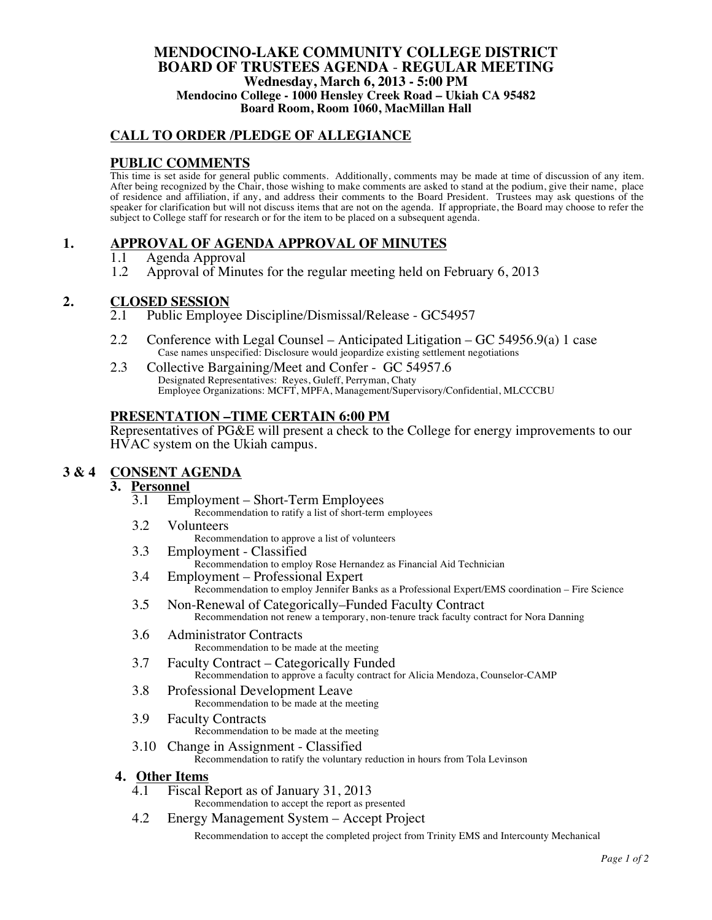# MENDOCINO-LAKE COMMUNITY COLLEGE DISTRICT
# BOARD OF TRUSTEES AGENDA - REGULAR MEETING

**Wednesday, March 6, 2013 - 5:00 PM**
**Mendocino College - 1000 Hensley Creek Road – Ukiah CA 95482**
**Board Room, Room 1060, MacMillan Hall**

## CALL TO ORDER /PLEDGE OF ALLEGIANCE

## PUBLIC COMMENTS

This time is set aside for general public comments. Additionally, comments may be made at time of discussion of any item. After being recognized by the Chair, those wishing to make comments are asked to stand at the podium, give their name, place of residence and affiliation, if any, and address their comments to the Board President. Trustees may ask questions of the speaker for clarification but will not discuss items that are not on the agenda. If appropriate, the Board may choose to refer the subject to College staff for research or for the item to be placed on a subsequent agenda.

## 1. APPROVAL OF AGENDA APPROVAL OF MINUTES

1.1 Agenda Approval
1.2 Approval of Minutes for the regular meeting held on February 6, 2013

## 2. CLOSED SESSION

2.1 Public Employee Discipline/Dismissal/Release - GC54957

2.2 Conference with Legal Counsel – Anticipated Litigation – GC 54956.9(a) 1 case
Case names unspecified: Disclosure would jeopardize existing settlement negotiations

2.3 Collective Bargaining/Meet and Confer - GC 54957.6
Designated Representatives: Reyes, Guleff, Perryman, Chaty
Employee Organizations: MCFT, MPFA, Management/Supervisory/Confidential, MLCCCBU

## PRESENTATION –TIME CERTAIN 6:00 PM

Representatives of PG&E will present a check to the College for energy improvements to our HVAC system on the Ukiah campus.

## 3 & 4 CONSENT AGENDA

### 3. Personnel

3.1 Employment – Short-Term Employees
Recommendation to ratify a list of short-term employees

3.2 Volunteers
Recommendation to approve a list of volunteers

3.3 Employment - Classified
Recommendation to employ Rose Hernandez as Financial Aid Technician

3.4 Employment – Professional Expert
Recommendation to employ Jennifer Banks as a Professional Expert/EMS coordination – Fire Science

3.5 Non-Renewal of Categorically–Funded Faculty Contract
Recommendation not renew a temporary, non-tenure track faculty contract for Nora Danning

3.6 Administrator Contracts
Recommendation to be made at the meeting

3.7 Faculty Contract – Categorically Funded
Recommendation to approve a faculty contract for Alicia Mendoza, Counselor-CAMP

3.8 Professional Development Leave
Recommendation to be made at the meeting

3.9 Faculty Contracts
Recommendation to be made at the meeting

3.10 Change in Assignment - Classified
Recommendation to ratify the voluntary reduction in hours from Tola Levinson

### 4. Other Items

4.1 Fiscal Report as of January 31, 2013
Recommendation to accept the report as presented

4.2 Energy Management System – Accept Project
Recommendation to accept the completed project from Trinity EMS and Intercounty Mechanical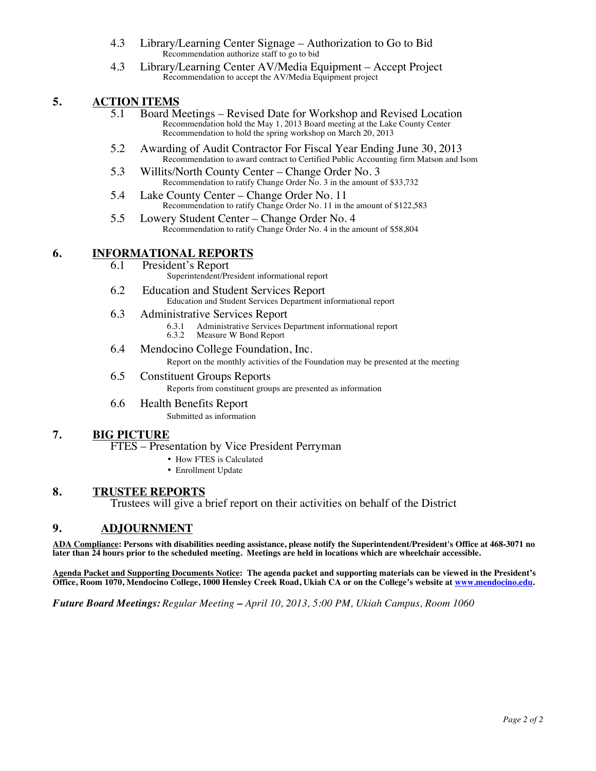4.3 Library/Learning Center Signage – Authorization to Go to Bid
Recommendation authorize staff to go to bid

4.3 Library/Learning Center AV/Media Equipment – Accept Project
Recommendation to accept the AV/Media Equipment project

## 5. ACTION ITEMS

5.1 Board Meetings – Revised Date for Workshop and Revised Location
Recommendation hold the May 1, 2013 Board meeting at the Lake County Center
Recommendation to hold the spring workshop on March 20, 2013

5.2 Awarding of Audit Contractor For Fiscal Year Ending June 30, 2013
Recommendation to award contract to Certified Public Accounting firm Matson and Isom

5.3 Willits/North County Center – Change Order No. 3
Recommendation to ratify Change Order No. 3 in the amount of $33,732

5.4 Lake County Center – Change Order No. 11
Recommendation to ratify Change Order No. 11 in the amount of $122,583

5.5 Lowery Student Center – Change Order No. 4
Recommendation to ratify Change Order No. 4 in the amount of $58,804

## 6. INFORMATIONAL REPORTS

6.1 President's Report
Superintendent/President informational report

6.2 Education and Student Services Report
Education and Student Services Department informational report

6.3 Administrative Services Report
6.3.1 Administrative Services Department informational report
6.3.2 Measure W Bond Report

6.4 Mendocino College Foundation, Inc.
Report on the monthly activities of the Foundation may be presented at the meeting

6.5 Constituent Groups Reports
Reports from constituent groups are presented as information

6.6 Health Benefits Report
Submitted as information

## 7. BIG PICTURE

FTES – Presentation by Vice President Perryman

- How FTES is Calculated
- Enrollment Update

## 8. TRUSTEE REPORTS

Trustees will give a brief report on their activities on behalf of the District

## 9. ADJOURNMENT

**ADA Compliance: Persons with disabilities needing assistance, please notify the Superintendent/President's Office at 468-3071 no later than 24 hours prior to the scheduled meeting. Meetings are held in locations which are wheelchair accessible.**

**Agenda Packet and Supporting Documents Notice: The agenda packet and supporting materials can be viewed in the President's Office, Room 1070, Mendocino College, 1000 Hensley Creek Road, Ukiah CA or on the College's website at www.mendocino.edu.**

***Future Board Meetings:*** *Regular Meeting – April 10, 2013, 5:00 PM, Ukiah Campus, Room 1060*